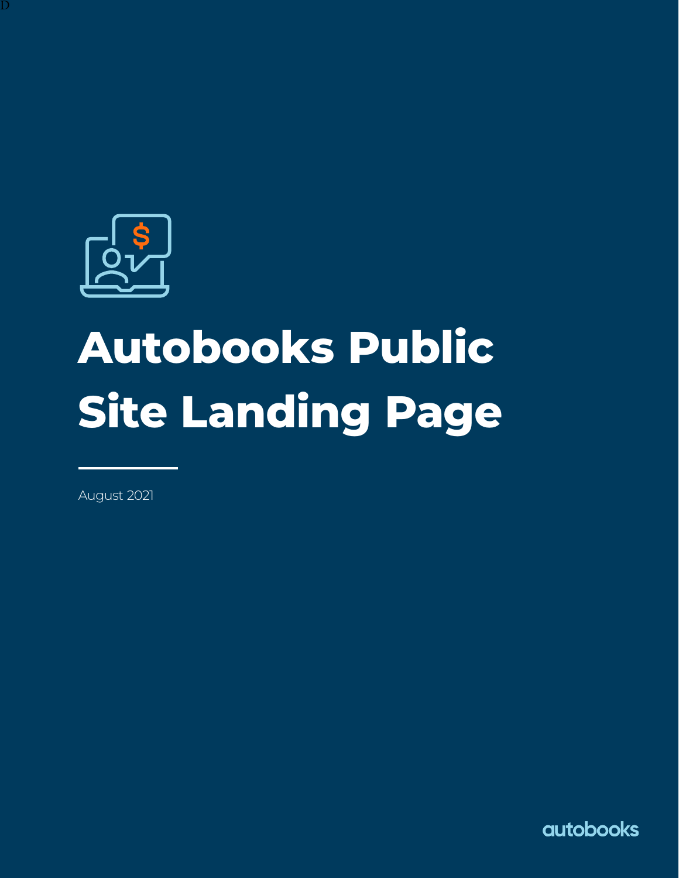# Autobooks Public Site Landing Page

August 2021

autobooks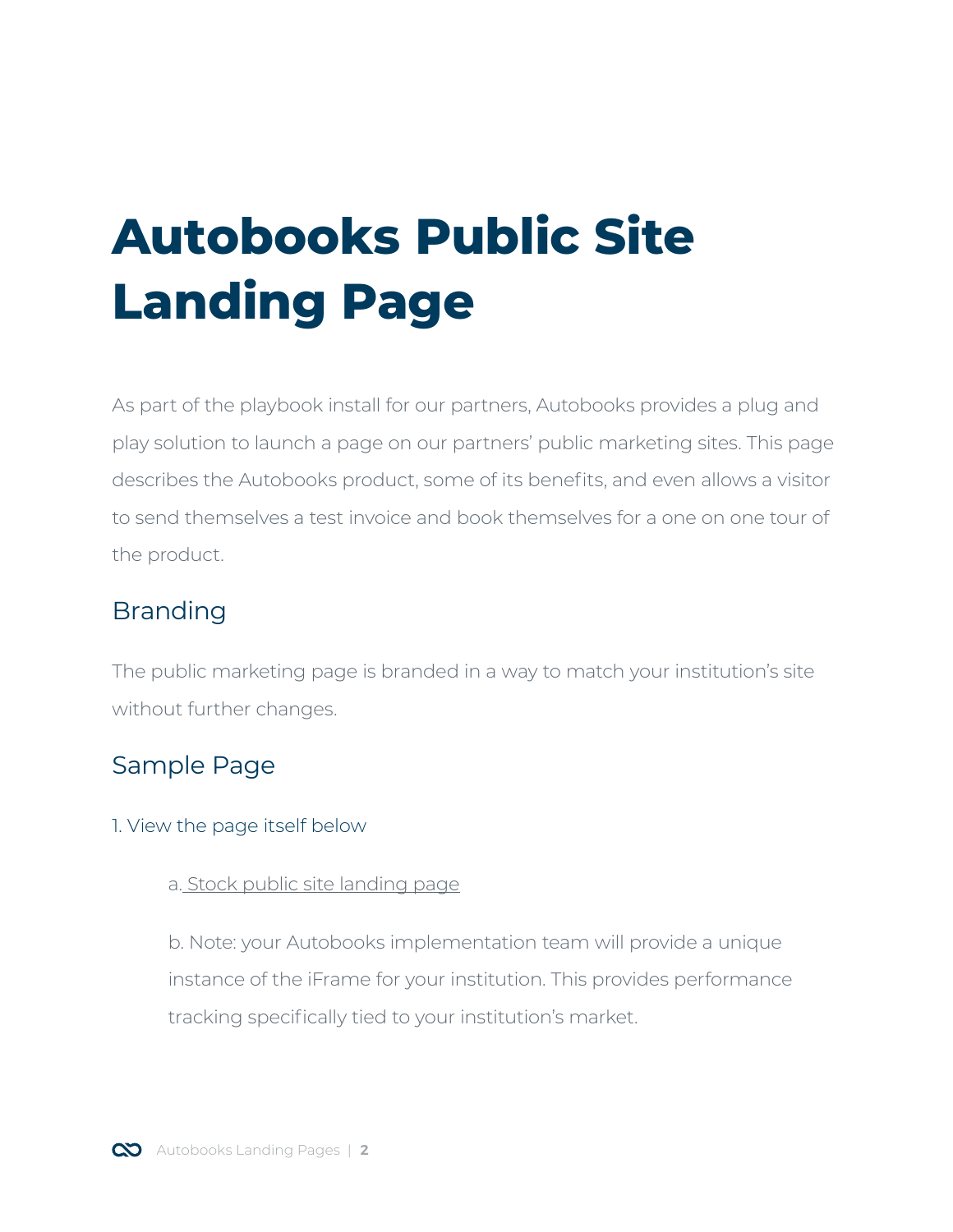# Autobooks Public Site Landing Page

As part of the playbook install for our partners, Autobooks provides a plug and play solution to launch a page on our partners' public marketing sites. This page describes the Autobooks product, some of its benefits, and even allows a visitor to send themselves a test invoice and book themselves for a one on one tour of the product.

## Branding

The public marketing page is branded in a way to match your institution's site without further changes.

## Sample Page

1. View the page itself below

    a. Stock public site landing page

    b. Note: your Autobooks implementation team will provide a unique instance of the iFrame for your institution. This provides performance tracking specifically tied to your institution's market.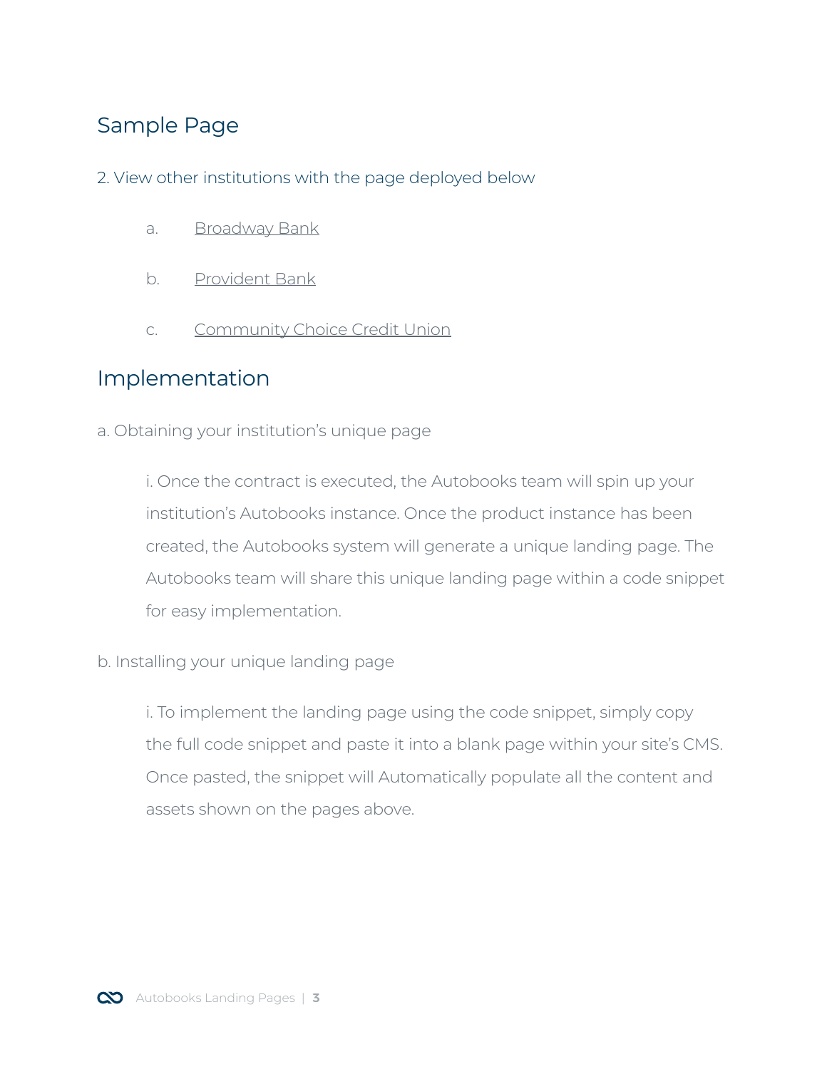## Sample Page

2. View other institutions with the page deployed below

   a. Broadway Bank

   b. Provident Bank

   c. Community Choice Credit Union

## Implementation

a. Obtaining your institution's unique page

   i. Once the contract is executed, the Autobooks team will spin up your institution's Autobooks instance. Once the product instance has been created, the Autobooks system will generate a unique landing page. The Autobooks team will share this unique landing page within a code snippet for easy implementation.

b. Installing your unique landing page

   i. To implement the landing page using the code snippet, simply copy the full code snippet and paste it into a blank page within your site's CMS. Once pasted, the snippet will Automatically populate all the content and assets shown on the pages above.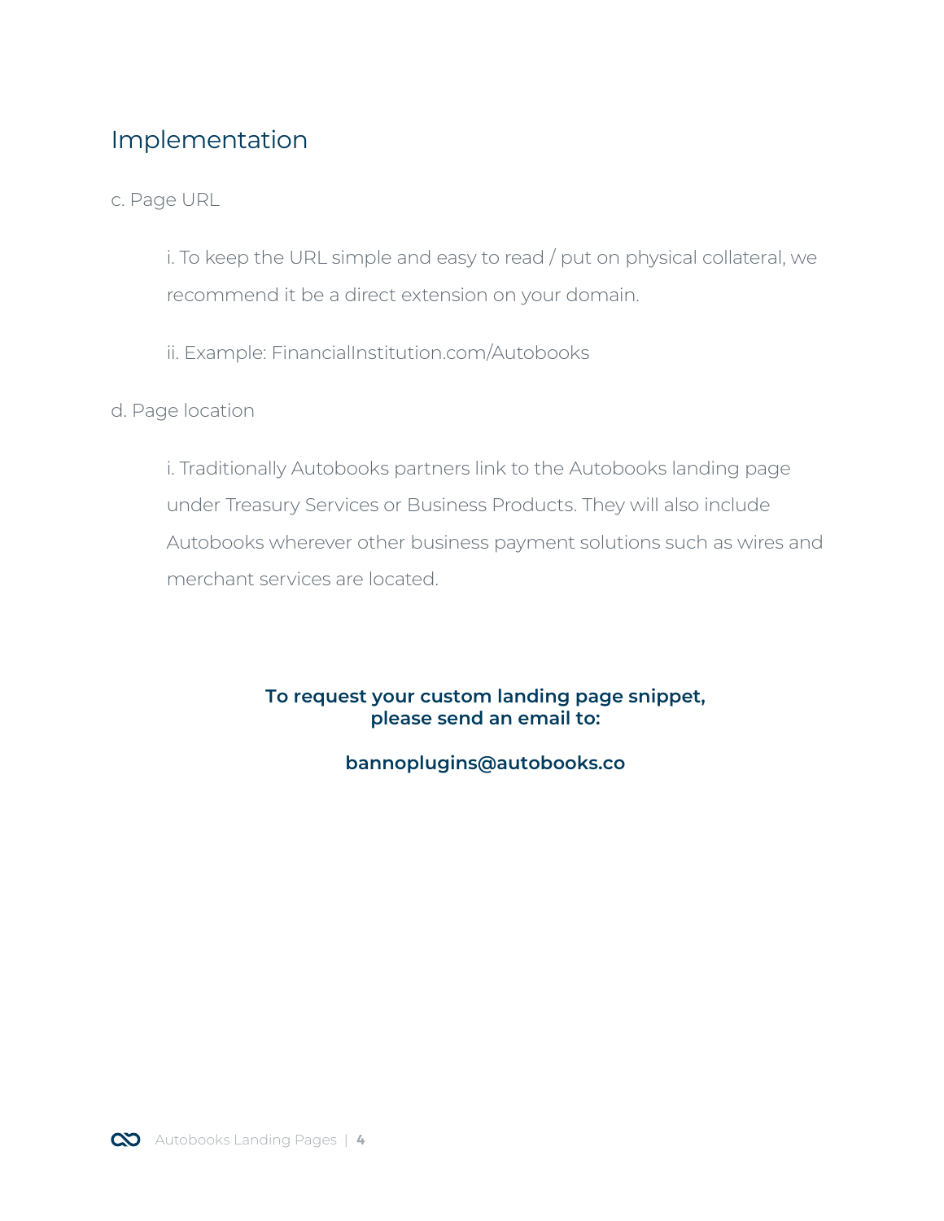## Implementation

c. Page URL

  i. To keep the URL simple and easy to read / put on physical collateral, we recommend it be a direct extension on your domain.

  ii. Example: FinancialInstitution.com/Autobooks

d. Page location

  i. Traditionally Autobooks partners link to the Autobooks landing page under Treasury Services or Business Products. They will also include Autobooks wherever other business payment solutions such as wires and merchant services are located.

**To request your custom landing page snippet, please send an email to:**

**bannoplugins@autobooks.co**